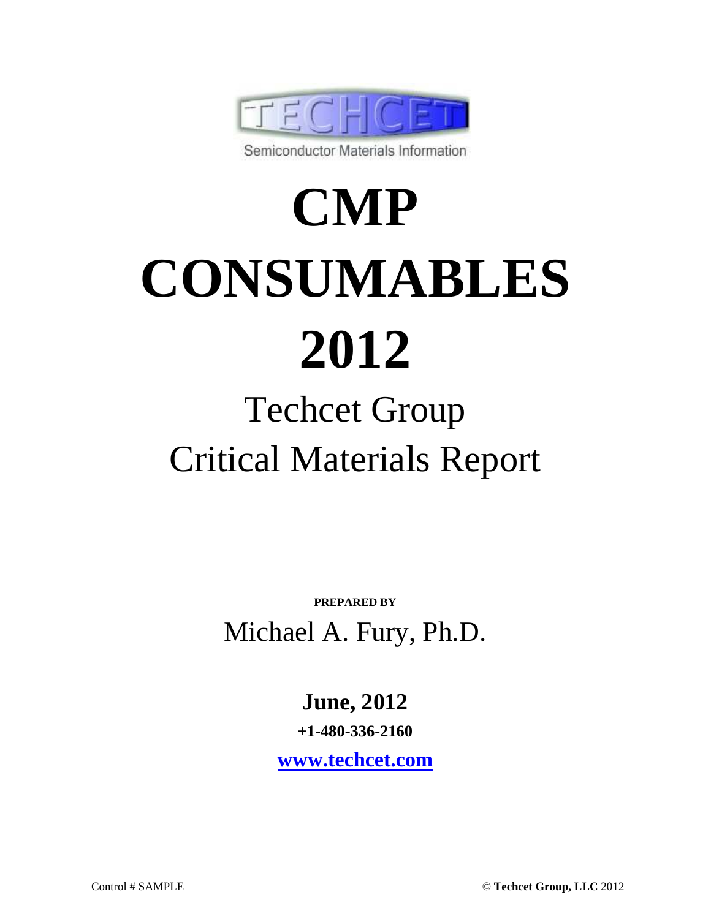TECHCET

Semiconductor Materials Information

# CMP CONSUMABLES 2012

## Techcet Group Critical Materials Report

**PREPARED BY**

Michael A. Fury, Ph.D.

**June, 2012**

**+1-480-336-2160**

**www.techcet.com**

Control # SAMPLE

© **Techcet Group, LLC** 2012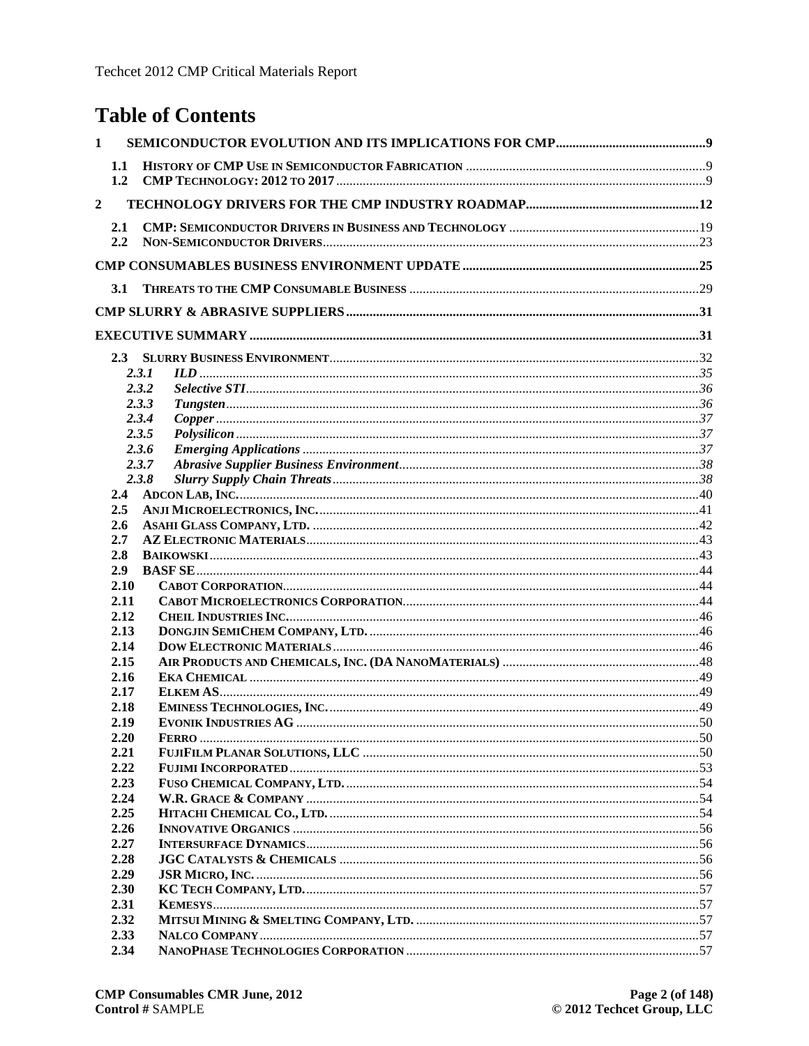# Table of Contents

**1 SEMICONDUCTOR EVOLUTION AND ITS IMPLICATIONS FOR CMP** ............ 9

- **1.1 HISTORY OF CMP USE IN SEMICONDUCTOR FABRICATION** ............ 9
- **1.2 CMP TECHNOLOGY: 2012 TO 2017** ............ 9

**2 TECHNOLOGY DRIVERS FOR THE CMP INDUSTRY ROADMAP** ............ 12

- **2.1 CMP: SEMICONDUCTOR DRIVERS IN BUSINESS AND TECHNOLOGY** ............ 19
- **2.2 NON-SEMICONDUCTOR DRIVERS** ............ 23

**CMP CONSUMABLES BUSINESS ENVIRONMENT UPDATE** ............ 25

- **3.1 THREATS TO THE CMP CONSUMABLE BUSINESS** ............ 29

**CMP SLURRY & ABRASIVE SUPPLIERS** ............ 31

**EXECUTIVE SUMMARY** ............ 31

- **2.3 SLURRY BUSINESS ENVIRONMENT** ............ 32
  - ***2.3.1 ILD*** ............ 35
  - ***2.3.2 Selective STI*** ............ 36
  - ***2.3.3 Tungsten*** ............ 36
  - ***2.3.4 Copper*** ............ 37
  - ***2.3.5 Polysilicon*** ............ 37
  - ***2.3.6 Emerging Applications*** ............ 37
  - ***2.3.7 Abrasive Supplier Business Environment*** ............ 38
  - ***2.3.8 Slurry Supply Chain Threats*** ............ 38
- **2.4 ADCON LAB, INC.** ............ 40
- **2.5 ANJI MICROELECTRONICS, INC.** ............ 41
- **2.6 ASAHI GLASS COMPANY, LTD.** ............ 42
- **2.7 AZ ELECTRONIC MATERIALS** ............ 43
- **2.8 BAIKOWSKI** ............ 43
- **2.9 BASF SE** ............ 44
- **2.10 CABOT CORPORATION** ............ 44
- **2.11 CABOT MICROELECTRONICS CORPORATION** ............ 44
- **2.12 CHEIL INDUSTRIES INC.** ............ 46
- **2.13 DONGJIN SEMICHEM COMPANY, LTD.** ............ 46
- **2.14 DOW ELECTRONIC MATERIALS** ............ 46
- **2.15 AIR PRODUCTS AND CHEMICALS, INC. (DA NANOMATERIALS)** ............ 48
- **2.16 EKA CHEMICAL** ............ 49
- **2.17 ELKEM AS** ............ 49
- **2.18 EMINESS TECHNOLOGIES, INC.** ............ 49
- **2.19 EVONIK INDUSTRIES AG** ............ 50
- **2.20 FERRO** ............ 50
- **2.21 FUJIFILM PLANAR SOLUTIONS, LLC** ............ 50
- **2.22 FUJIMI INCORPORATED** ............ 53
- **2.23 FUSO CHEMICAL COMPANY, LTD.** ............ 54
- **2.24 W.R. GRACE & COMPANY** ............ 54
- **2.25 HITACHI CHEMICAL CO., LTD.** ............ 54
- **2.26 INNOVATIVE ORGANICS** ............ 56
- **2.27 INTERSURFACE DYNAMICS** ............ 56
- **2.28 JGC CATALYSTS & CHEMICALS** ............ 56
- **2.29 JSR MICRO, INC.** ............ 56
- **2.30 KC TECH COMPANY, LTD.** ............ 57
- **2.31 KEMESYS** ............ 57
- **2.32 MITSUI MINING & SMELTING COMPANY, LTD.** ............ 57
- **2.33 NALCO COMPANY** ............ 57
- **2.34 NANOPHASE TECHNOLOGIES CORPORATION** ............ 57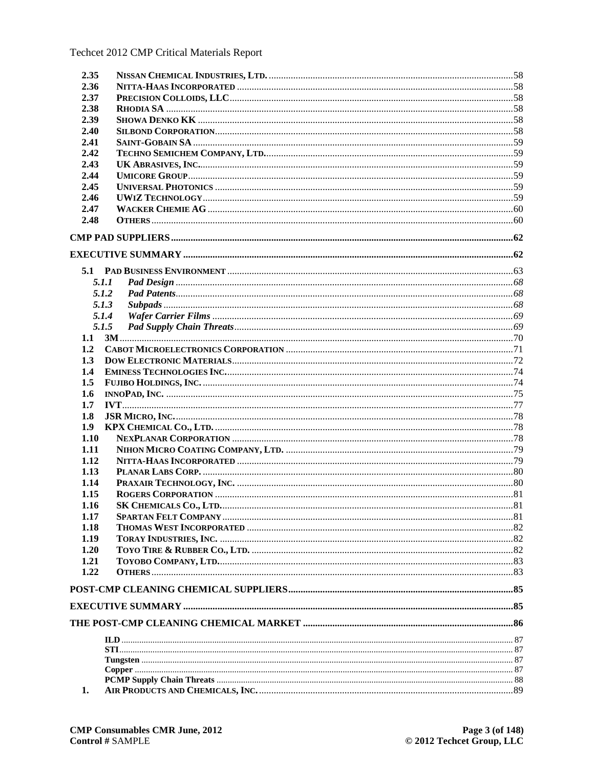- 2.35 NISSAN CHEMICAL INDUSTRIES, LTD. ....58
- 2.36 NITTA-HAAS INCORPORATED ....58
- 2.37 PRECISION COLLOIDS, LLC ....58
- 2.38 RHODIA SA ....58
- 2.39 SHOWA DENKO KK ....58
- 2.40 SILBOND CORPORATION ....58
- 2.41 SAINT-GOBAIN SA ....59
- 2.42 TECHNO SEMICHEM COMPANY, LTD. ....59
- 2.43 UK ABRASIVES, INC. ....59
- 2.44 UMICORE GROUP ....59
- 2.45 UNIVERSAL PHOTONICS ....59
- 2.46 UWIZ TECHNOLOGY ....59
- 2.47 WACKER CHEMIE AG ....60
- 2.48 OTHERS ....60

**CMP PAD SUPPLIERS ....62**

**EXECUTIVE SUMMARY ....62**

- 5.1 PAD BUSINESS ENVIRONMENT ....63
  - *5.1.1 Pad Design ....68*
  - *5.1.2 Pad Patents ....68*
  - *5.1.3 Subpads ....68*
  - *5.1.4 Wafer Carrier Films ....69*
  - *5.1.5 Pad Supply Chain Threats ....69*
- 1.1 3M ....70
- 1.2 CABOT MICROELECTRONICS CORPORATION ....71
- 1.3 DOW ELECTRONIC MATERIALS ....72
- 1.4 EMINESS TECHNOLOGIES INC. ....74
- 1.5 FUJIBO HOLDINGS, INC. ....74
- 1.6 INNOPAD, INC. ....75
- 1.7 IVT ....77
- 1.8 JSR MICRO, INC. ....78
- 1.9 KPX CHEMICAL CO., LTD. ....78
- 1.10 NEXPLANAR CORPORATION ....78
- 1.11 NIHON MICRO COATING COMPANY, LTD. ....79
- 1.12 NITTA-HAAS INCORPORATED ....79
- 1.13 PLANAR LABS CORP. ....80
- 1.14 PRAXAIR TECHNOLOGY, INC. ....80
- 1.15 ROGERS CORPORATION ....81
- 1.16 SK CHEMICALS CO., LTD. ....81
- 1.17 SPARTAN FELT COMPANY ....81
- 1.18 THOMAS WEST INCORPORATED ....82
- 1.19 TORAY INDUSTRIES, INC. ....82
- 1.20 TOYO TIRE & RUBBER CO., LTD. ....82
- 1.21 TOYOBO COMPANY, LTD. ....83
- 1.22 OTHERS ....83

**POST-CMP CLEANING CHEMICAL SUPPLIERS ....85**

**EXECUTIVE SUMMARY ....85**

**THE POST-CMP CLEANING CHEMICAL MARKET ....86**

- **ILD** ....87
- **STI** ....87
- **Tungsten** ....87
- **Copper** ....87
- **PCMP Supply Chain Threats** ....88

1. AIR PRODUCTS AND CHEMICALS, INC. ....89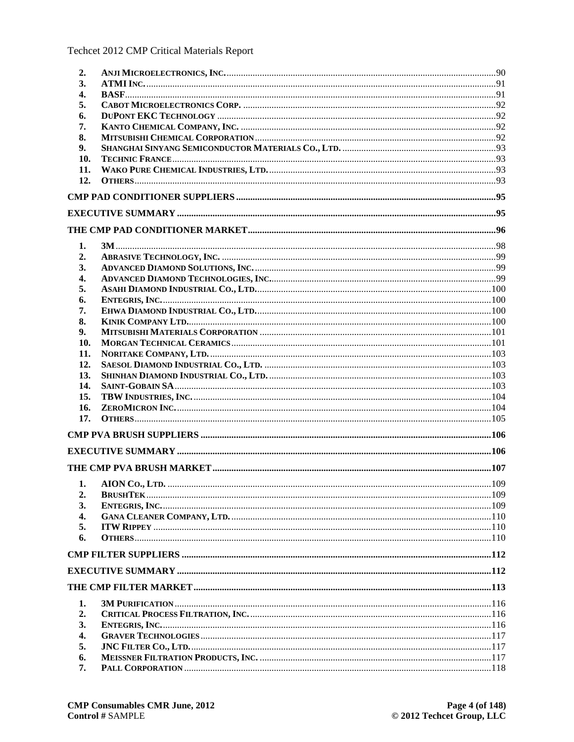2. ANJI MICROELECTRONICS, INC. ....... 90
3. ATMI INC. ....... 91
4. BASF ....... 91
5. CABOT MICROELECTRONICS CORP. ....... 92
6. DUPONT EKC TECHNOLOGY ....... 92
7. KANTO CHEMICAL COMPANY, INC. ....... 92
8. MITSUBISHI CHEMICAL CORPORATION ....... 92
9. SHANGHAI SINYANG SEMICONDUCTOR MATERIALS CO., LTD. ....... 93
10. TECHNIC FRANCE ....... 93
11. WAKO PURE CHEMICAL INDUSTRIES, LTD. ....... 93
12. OTHERS ....... 93

**CMP PAD CONDITIONER SUPPLIERS ....... 95**

**EXECUTIVE SUMMARY ....... 95**

**THE CMP PAD CONDITIONER MARKET ....... 96**

1. 3M ....... 98
2. ABRASIVE TECHNOLOGY, INC. ....... 99
3. ADVANCED DIAMOND SOLUTIONS, INC. ....... 99
4. ADVANCED DIAMOND TECHNOLOGIES, INC. ....... 99
5. ASAHI DIAMOND INDUSTRIAL CO., LTD. ....... 100
6. ENTEGRIS, INC. ....... 100
7. EHWA DIAMOND INDUSTRIAL CO., LTD. ....... 100
8. KINIK COMPANY LTD. ....... 100
9. MITSUBISHI MATERIALS CORPORATION ....... 101
10. MORGAN TECHNICAL CERAMICS ....... 101
11. NORITAKE COMPANY, LTD. ....... 103
12. SAESOL DIAMOND INDUSTRIAL CO., LTD. ....... 103
13. SHINHAN DIAMOND INDUSTRIAL CO., LTD. ....... 103
14. SAINT-GOBAIN SA ....... 103
15. TBW INDUSTRIES, INC. ....... 104
16. ZEROMICRON INC. ....... 104
17. OTHERS ....... 105

**CMP PVA BRUSH SUPPLIERS ....... 106**

**EXECUTIVE SUMMARY ....... 106**

**THE CMP PVA BRUSH MARKET ....... 107**

1. AION CO., LTD. ....... 109
2. BRUSHTEK ....... 109
3. ENTEGRIS, INC. ....... 109
4. GANA CLEANER COMPANY, LTD. ....... 110
5. ITW RIPPEY ....... 110
6. OTHERS ....... 110

**CMP FILTER SUPPLIERS ....... 112**

**EXECUTIVE SUMMARY ....... 112**

**THE CMP FILTER MARKET ....... 113**

1. 3M PURIFICATION ....... 116
2. CRITICAL PROCESS FILTRATION, INC. ....... 116
3. ENTEGRIS, INC. ....... 116
4. GRAVER TECHNOLOGIES ....... 117
5. JNC FILTER CO., LTD. ....... 117
6. MEISSNER FILTRATION PRODUCTS, INC. ....... 117
7. PALL CORPORATION ....... 118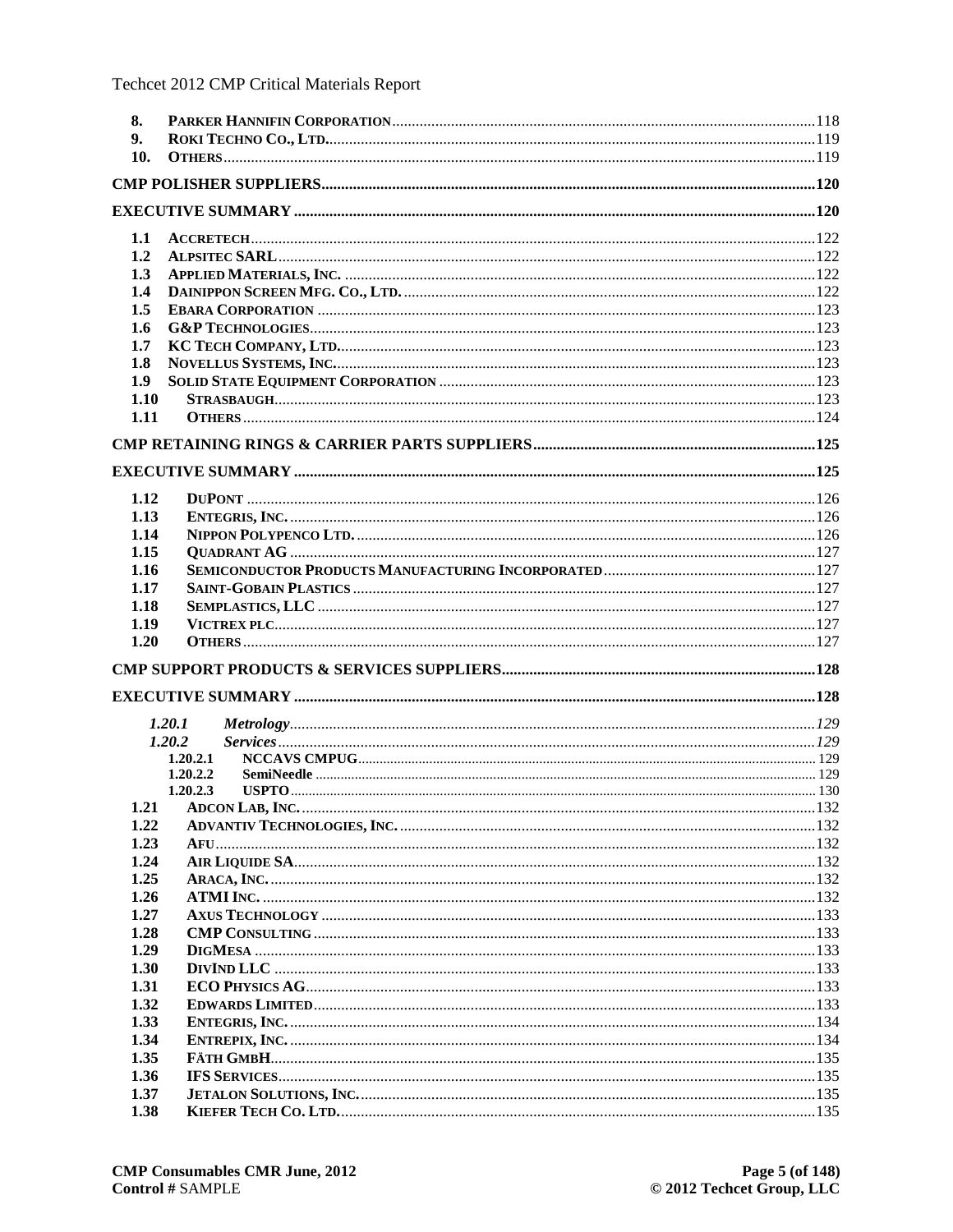8. **PARKER HANNIFIN CORPORATION** ........ 118
9. **ROKI TECHNO CO., LTD.** ........ 119
10. **OTHERS** ........ 119

**CMP POLISHER SUPPLIERS** ........ 120

**EXECUTIVE SUMMARY** ........ 120

1.1 **ACCRETECH** ........ 122
1.2 **ALPSITEC SARL** ........ 122
1.3 **APPLIED MATERIALS, INC.** ........ 122
1.4 **DAINIPPON SCREEN MFG. CO., LTD.** ........ 122
1.5 **EBARA CORPORATION** ........ 123
1.6 **G&P TECHNOLOGIES** ........ 123
1.7 **KC TECH COMPANY, LTD.** ........ 123
1.8 **NOVELLUS SYSTEMS, INC.** ........ 123
1.9 **SOLID STATE EQUIPMENT CORPORATION** ........ 123
1.10 **STRASBAUGH** ........ 123
1.11 **OTHERS** ........ 124

**CMP RETAINING RINGS & CARRIER PARTS SUPPLIERS** ........ 125

**EXECUTIVE SUMMARY** ........ 125

1.12 **DUPONT** ........ 126
1.13 **ENTEGRIS, INC.** ........ 126
1.14 **NIPPON POLYPENCO LTD.** ........ 126
1.15 **QUADRANT AG** ........ 127
1.16 **SEMICONDUCTOR PRODUCTS MANUFACTURING INCORPORATED** ........ 127
1.17 **SAINT-GOBAIN PLASTICS** ........ 127
1.18 **SEMPLASTICS, LLC** ........ 127
1.19 **VICTREX PLC** ........ 127
1.20 **OTHERS** ........ 127

**CMP SUPPORT PRODUCTS & SERVICES SUPPLIERS** ........ 128

**EXECUTIVE SUMMARY** ........ 128

*1.20.1 Metrology* ........ 129
*1.20.2 Services* ........ 129
1.20.2.1 NCCAVS CMPUG ........ 129
1.20.2.2 SemiNeedle ........ 129
1.20.2.3 USPTO ........ 130
1.21 **ADCON LAB, INC.** ........ 132
1.22 **ADVANTIV TECHNOLOGIES, INC.** ........ 132
1.23 **AFU** ........ 132
1.24 **AIR LIQUIDE SA** ........ 132
1.25 **ARACA, INC.** ........ 132
1.26 **ATMI INC.** ........ 132
1.27 **AXUS TECHNOLOGY** ........ 133
1.28 **CMP CONSULTING** ........ 133
1.29 **DIGMESA** ........ 133
1.30 **DIVIND LLC** ........ 133
1.31 **ECO PHYSICS AG** ........ 133
1.32 **EDWARDS LIMITED** ........ 133
1.33 **ENTEGRIS, INC.** ........ 134
1.34 **ENTREPIX, INC.** ........ 134
1.35 **FÄTH GMBH** ........ 135
1.36 **IFS SERVICES** ........ 135
1.37 **JETALON SOLUTIONS, INC.** ........ 135
1.38 **KIEFER TECH CO. LTD.** ........ 135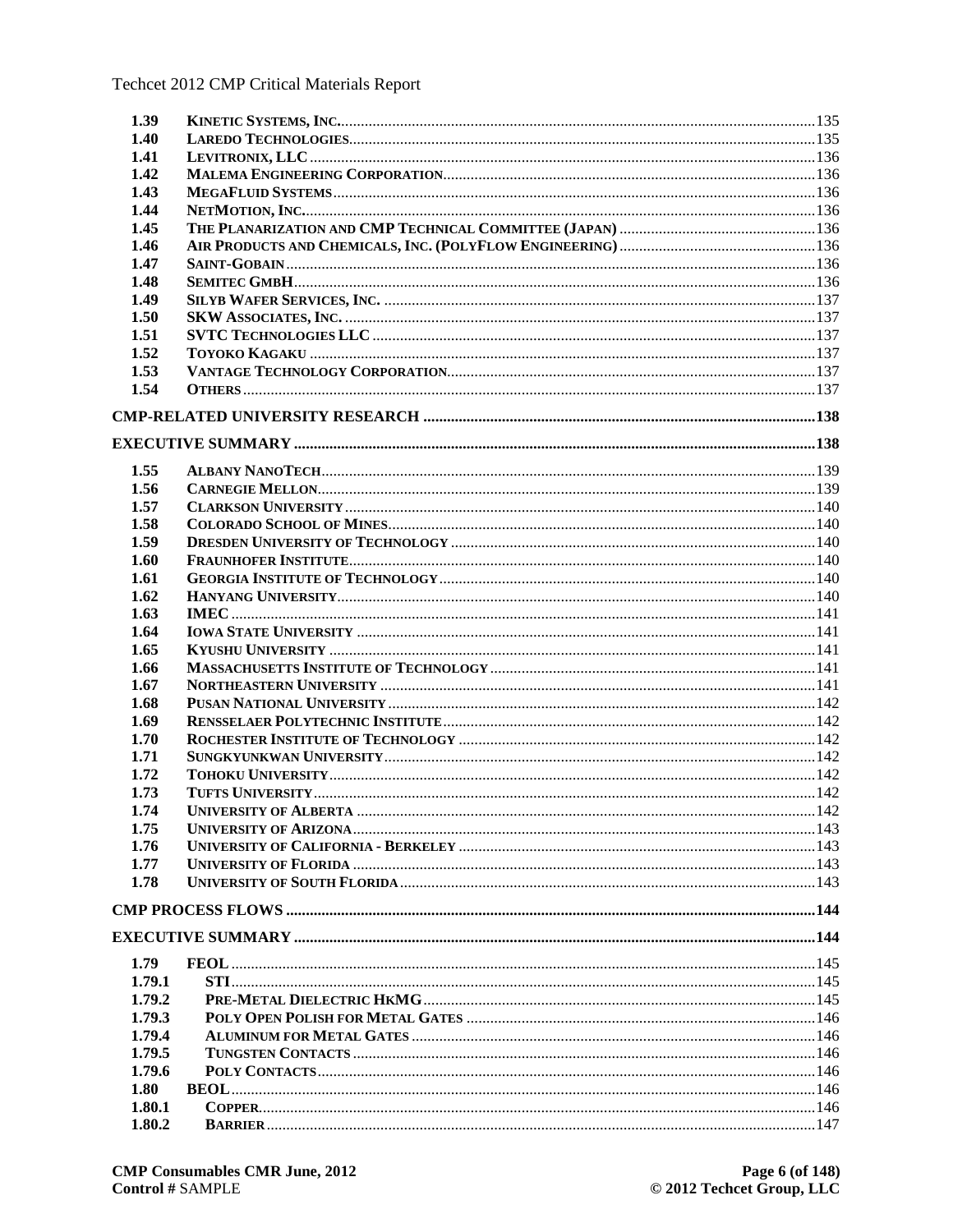| | | |
|---|---|---|
| 1.39 | KINETIC SYSTEMS, INC. | 135 |
| 1.40 | LAREDO TECHNOLOGIES | 135 |
| 1.41 | LEVITRONIX, LLC | 136 |
| 1.42 | MALEMA ENGINEERING CORPORATION | 136 |
| 1.43 | MEGAFLUID SYSTEMS | 136 |
| 1.44 | NETMOTION, INC. | 136 |
| 1.45 | THE PLANARIZATION AND CMP TECHNICAL COMMITTEE (JAPAN) | 136 |
| 1.46 | AIR PRODUCTS AND CHEMICALS, INC. (POLYFLOW ENGINEERING) | 136 |
| 1.47 | SAINT-GOBAIN | 136 |
| 1.48 | SEMITEC GMBH | 136 |
| 1.49 | SILYB WAFER SERVICES, INC. | 137 |
| 1.50 | SKW ASSOCIATES, INC. | 137 |
| 1.51 | SVTC TECHNOLOGIES LLC | 137 |
| 1.52 | TOYOKO KAGAKU | 137 |
| 1.53 | VANTAGE TECHNOLOGY CORPORATION | 137 |
| 1.54 | OTHERS | 137 |

**CMP-RELATED UNIVERSITY RESEARCH** ... 138

**EXECUTIVE SUMMARY** ... 138

| | | |
|---|---|---|
| 1.55 | ALBANY NANOTECH | 139 |
| 1.56 | CARNEGIE MELLON | 139 |
| 1.57 | CLARKSON UNIVERSITY | 140 |
| 1.58 | COLORADO SCHOOL OF MINES | 140 |
| 1.59 | DRESDEN UNIVERSITY OF TECHNOLOGY | 140 |
| 1.60 | FRAUNHOFER INSTITUTE | 140 |
| 1.61 | GEORGIA INSTITUTE OF TECHNOLOGY | 140 |
| 1.62 | HANYANG UNIVERSITY | 140 |
| 1.63 | IMEC | 141 |
| 1.64 | IOWA STATE UNIVERSITY | 141 |
| 1.65 | KYUSHU UNIVERSITY | 141 |
| 1.66 | MASSACHUSETTS INSTITUTE OF TECHNOLOGY | 141 |
| 1.67 | NORTHEASTERN UNIVERSITY | 141 |
| 1.68 | PUSAN NATIONAL UNIVERSITY | 142 |
| 1.69 | RENSSELAER POLYTECHNIC INSTITUTE | 142 |
| 1.70 | ROCHESTER INSTITUTE OF TECHNOLOGY | 142 |
| 1.71 | SUNGKYUNKWAN UNIVERSITY | 142 |
| 1.72 | TOHOKU UNIVERSITY | 142 |
| 1.73 | TUFTS UNIVERSITY | 142 |
| 1.74 | UNIVERSITY OF ALBERTA | 142 |
| 1.75 | UNIVERSITY OF ARIZONA | 143 |
| 1.76 | UNIVERSITY OF CALIFORNIA - BERKELEY | 143 |
| 1.77 | UNIVERSITY OF FLORIDA | 143 |
| 1.78 | UNIVERSITY OF SOUTH FLORIDA | 143 |

**CMP PROCESS FLOWS** ... 144

**EXECUTIVE SUMMARY** ... 144

| | | |
|---|---|---|
| 1.79 | FEOL | 145 |
| 1.79.1 | STI | 145 |
| 1.79.2 | PRE-METAL DIELECTRIC HKMG | 145 |
| 1.79.3 | POLY OPEN POLISH FOR METAL GATES | 146 |
| 1.79.4 | ALUMINUM FOR METAL GATES | 146 |
| 1.79.5 | TUNGSTEN CONTACTS | 146 |
| 1.79.6 | POLY CONTACTS | 146 |
| 1.80 | BEOL | 146 |
| 1.80.1 | COPPER | 146 |
| 1.80.2 | BARRIER | 147 |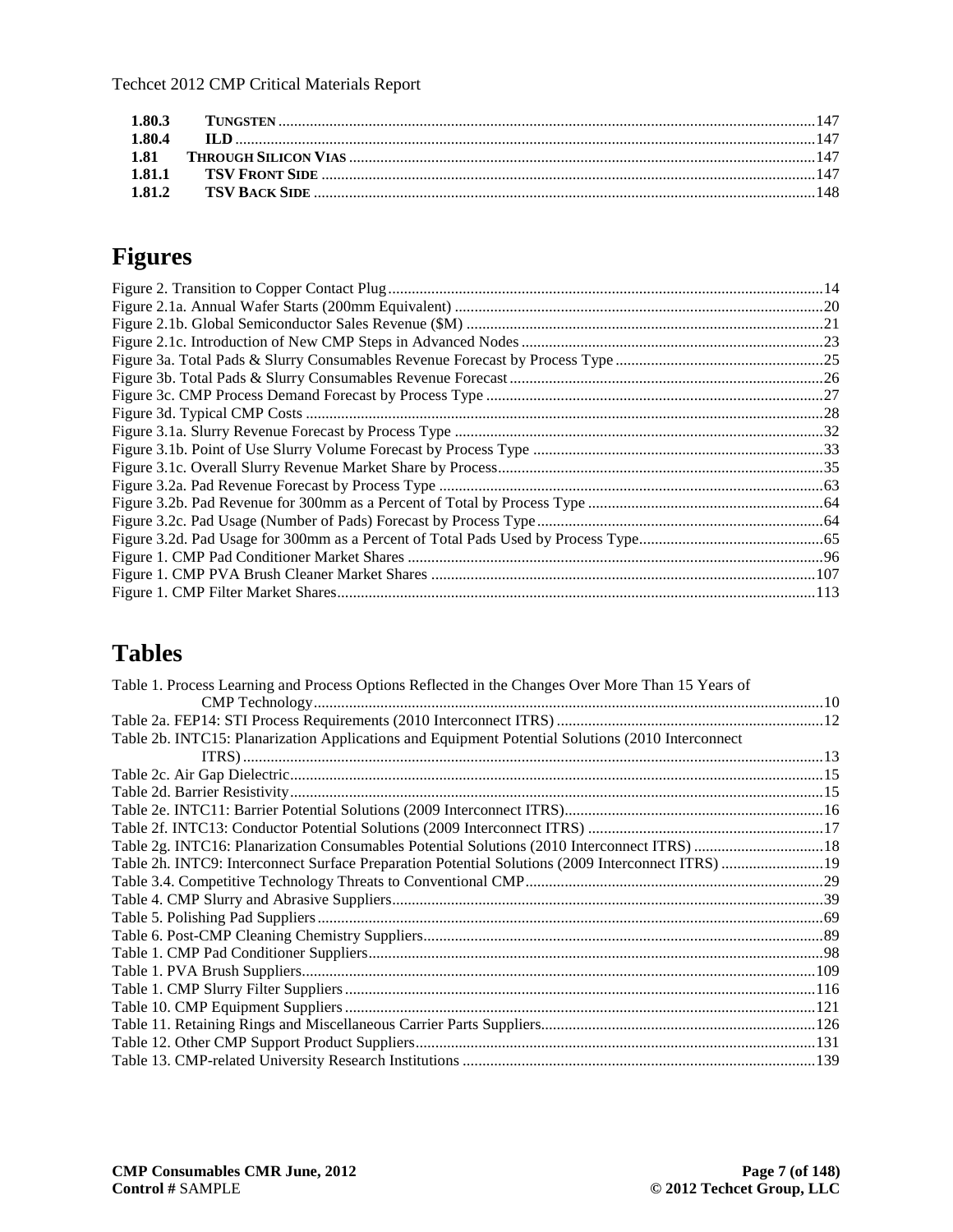| | | |
|---|---|---|
| **1.80.3** | **TUNGSTEN** | 147 |
| **1.80.4** | **ILD** | 147 |
| **1.81** | **THROUGH SILICON VIAS** | 147 |
| **1.81.1** | **TSV FRONT SIDE** | 147 |
| **1.81.2** | **TSV BACK SIDE** | 148 |

# Figures

Figure 2. Transition to Copper Contact Plug ... 14
Figure 2.1a. Annual Wafer Starts (200mm Equivalent) ... 20
Figure 2.1b. Global Semiconductor Sales Revenue ($M) ... 21
Figure 2.1c. Introduction of New CMP Steps in Advanced Nodes ... 23
Figure 3a. Total Pads & Slurry Consumables Revenue Forecast by Process Type ... 25
Figure 3b. Total Pads & Slurry Consumables Revenue Forecast ... 26
Figure 3c. CMP Process Demand Forecast by Process Type ... 27
Figure 3d. Typical CMP Costs ... 28
Figure 3.1a. Slurry Revenue Forecast by Process Type ... 32
Figure 3.1b. Point of Use Slurry Volume Forecast by Process Type ... 33
Figure 3.1c. Overall Slurry Revenue Market Share by Process ... 35
Figure 3.2a. Pad Revenue Forecast by Process Type ... 63
Figure 3.2b. Pad Revenue for 300mm as a Percent of Total by Process Type ... 64
Figure 3.2c. Pad Usage (Number of Pads) Forecast by Process Type ... 64
Figure 3.2d. Pad Usage for 300mm as a Percent of Total Pads Used by Process Type ... 65
Figure 1. CMP Pad Conditioner Market Shares ... 96
Figure 1. CMP PVA Brush Cleaner Market Shares ... 107
Figure 1. CMP Filter Market Shares ... 113

# Tables

Table 1. Process Learning and Process Options Reflected in the Changes Over More Than 15 Years of CMP Technology ... 10
Table 2a. FEP14: STI Process Requirements (2010 Interconnect ITRS) ... 12
Table 2b. INTC15: Planarization Applications and Equipment Potential Solutions (2010 Interconnect ITRS) ... 13
Table 2c. Air Gap Dielectric ... 15
Table 2d. Barrier Resistivity ... 15
Table 2e. INTC11: Barrier Potential Solutions (2009 Interconnect ITRS) ... 16
Table 2f. INTC13: Conductor Potential Solutions (2009 Interconnect ITRS) ... 17
Table 2g. INTC16: Planarization Consumables Potential Solutions (2010 Interconnect ITRS) ... 18
Table 2h. INTC9: Interconnect Surface Preparation Potential Solutions (2009 Interconnect ITRS) ... 19
Table 3.4. Competitive Technology Threats to Conventional CMP ... 29
Table 4. CMP Slurry and Abrasive Suppliers ... 39
Table 5. Polishing Pad Suppliers ... 69
Table 6. Post-CMP Cleaning Chemistry Suppliers ... 89
Table 1. CMP Pad Conditioner Suppliers ... 98
Table 1. PVA Brush Suppliers ... 109
Table 1. CMP Slurry Filter Suppliers ... 116
Table 10. CMP Equipment Suppliers ... 121
Table 11. Retaining Rings and Miscellaneous Carrier Parts Suppliers ... 126
Table 12. Other CMP Support Product Suppliers ... 131
Table 13. CMP-related University Research Institutions ... 139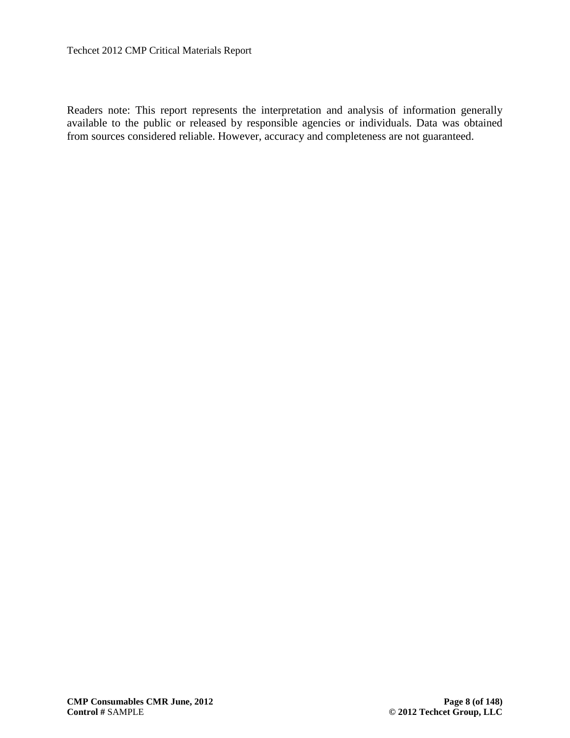Readers note: This report represents the interpretation and analysis of information generally available to the public or released by responsible agencies or individuals. Data was obtained from sources considered reliable. However, accuracy and completeness are not guaranteed.